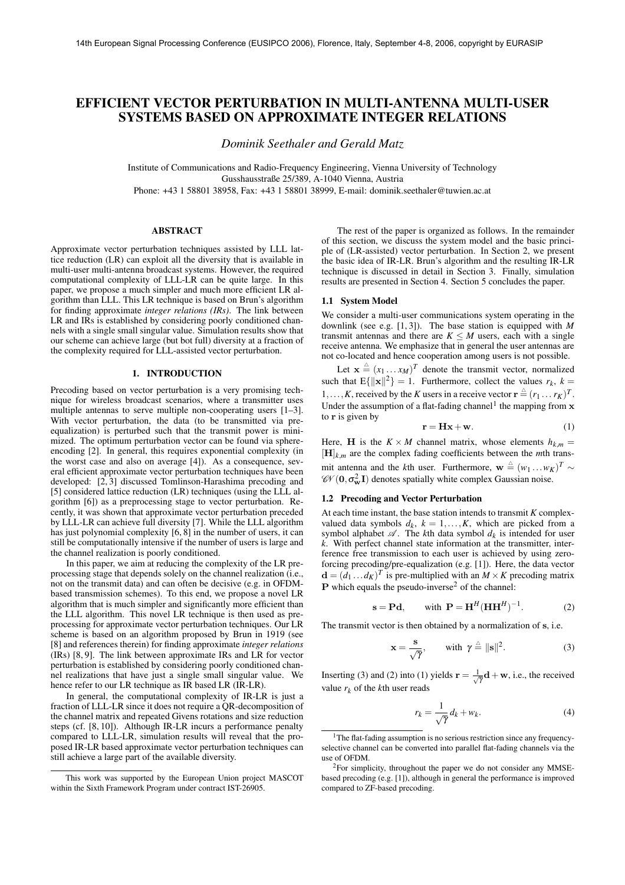# EFFICIENT VECTOR PERTURBATION IN MULTI-ANTENNA MULTI-USER SYSTEMS BASED ON APPROXIMATE INTEGER RELATIONS

*Dominik Seethaler and Gerald Matz*

Institute of Communications and Radio-Frequency Engineering, Vienna University of Technology
Gusshausstraße 25/389, A-1040 Vienna, Austria
Phone: +43 1 58801 38958, Fax: +43 1 58801 38999, E-mail: dominik.seethaler@tuwien.ac.at

## ABSTRACT

Approximate vector perturbation techniques assisted by LLL lattice reduction (LR) can exploit all the diversity that is available in multi-user multi-antenna broadcast systems. However, the required computational complexity of LLL-LR can be quite large. In this paper, we propose a much simpler and much more efficient LR algorithm than LLL. This LR technique is based on Brun's algorithm for finding approximate *integer relations (IRs)*. The link between LR and IRs is established by considering poorly conditioned channels with a single small singular value. Simulation results show that our scheme can achieve large (but bot full) diversity at a fraction of the complexity required for LLL-assisted vector perturbation.

## 1. INTRODUCTION

Precoding based on vector perturbation is a very promising technique for wireless broadcast scenarios, where a transmitter uses multiple antennas to serve multiple non-cooperating users [1–3]. With vector perturbation, the data (to be transmitted via pre-equalization) is perturbed such that the transmit power is minimized. The optimum perturbation vector can be found via sphere-encoding [2]. In general, this requires exponential complexity (in the worst case and also on average [4]). As a consequence, several efficient approximate vector perturbation techniques have been developed: [2, 3] discussed Tomlinson-Harashima precoding and [5] considered lattice reduction (LR) techniques (using the LLL algorithm [6]) as a preprocessing stage to vector perturbation. Recently, it was shown that approximate vector perturbation preceded by LLL-LR can achieve full diversity [7]. While the LLL algorithm has just polynomial complexity [6, 8] in the number of users, it can still be computationally intensive if the number of users is large and the channel realization is poorly conditioned.

In this paper, we aim at reducing the complexity of the LR preprocessing stage that depends solely on the channel realization (i.e., not on the transmit data) and can often be decisive (e.g. in OFDM-based transmission schemes). To this end, we propose a novel LR algorithm that is much simpler and significantly more efficient than the LLL algorithm. This novel LR technique is then used as preprocessing for approximate vector perturbation techniques. Our LR scheme is based on an algorithm proposed by Brun in 1919 (see [8] and references therein) for finding approximate *integer relations* (IRs) [8, 9]. The link between approximate IRs and LR for vector perturbation is established by considering poorly conditioned channel realizations that have just a single small singular value. We hence refer to our LR technique as IR based LR (IR-LR).

In general, the computational complexity of IR-LR is just a fraction of LLL-LR since it does not require a QR-decomposition of the channel matrix and repeated Givens rotations and size reduction steps (cf. [8, 10]). Although IR-LR incurs a performance penalty compared to LLL-LR, simulation results will reveal that the proposed IR-LR based approximate vector perturbation techniques can still achieve a large part of the available diversity.

The rest of the paper is organized as follows. In the remainder of this section, we discuss the system model and the basic principle of (LR-assisted) vector perturbation. In Section 2, we present the basic idea of IR-LR. Brun's algorithm and the resulting IR-LR technique is discussed in detail in Section 3. Finally, simulation results are presented in Section 4. Section 5 concludes the paper.

### 1.1 System Model

We consider a multi-user communications system operating in the downlink (see e.g. [1, 3]). The base station is equipped with $M$ transmit antennas and there are $K \leq M$ users, each with a single receive antenna. We emphasize that in general the user antennas are not co-located and hence cooperation among users is not possible.

Let $\mathbf{x} \triangleq (x_1 \ldots x_M)^T$ denote the transmit vector, normalized such that $\mathrm{E}\{\|\mathbf{x}\|^2\} = 1$. Furthermore, collect the values $r_k$, $k = 1,\ldots,K$, received by the $K$ users in a receive vector $\mathbf{r} \triangleq (r_1 \ldots r_K)^T$. Under the assumption of a flat-fading channel[1] the mapping from $\mathbf{x}$ to $\mathbf{r}$ is given by

$$\mathbf{r} = \mathbf{H}\mathbf{x} + \mathbf{w}. \tag{1}$$

Here, $\mathbf{H}$ is the $K \times M$ channel matrix, whose elements $h_{k,m} = [\mathbf{H}]_{k,m}$ are the complex fading coefficients between the $m$th transmit antenna and the $k$th user. Furthermore, $\mathbf{w} \triangleq (w_1 \ldots w_K)^T \sim \mathscr{CN}(\mathbf{0}, \sigma_{\mathbf{w}}^2 \mathbf{I})$ denotes spatially white complex Gaussian noise.

### 1.2 Precoding and Vector Perturbation

At each time instant, the base station intends to transmit $K$ complex-valued data symbols $d_k$, $k = 1,\ldots,K$, which are picked from a symbol alphabet $\mathscr{A}$. The $k$th data symbol $d_k$ is intended for user $k$. With perfect channel state information at the transmitter, interference free transmission to each user is achieved by using zero-forcing precoding/pre-equalization (e.g. [1]). Here, the data vector $\mathbf{d} = (d_1 \ldots d_K)^T$ is pre-multiplied with an $M \times K$ precoding matrix $\mathbf{P}$ which equals the pseudo-inverse[2] of the channel:

$$\mathbf{s} = \mathbf{P}\mathbf{d}, \qquad \text{with } \mathbf{P} = \mathbf{H}^H(\mathbf{H}\mathbf{H}^H)^{-1}. \tag{2}$$

The transmit vector is then obtained by a normalization of $\mathbf{s}$, i.e.

$$\mathbf{x} = \frac{\mathbf{s}}{\sqrt{\gamma}}, \qquad \text{with } \gamma \triangleq \|\mathbf{s}\|^2. \tag{3}$$

Inserting (3) and (2) into (1) yields $\mathbf{r} = \frac{1}{\sqrt{\gamma}}\mathbf{d} + \mathbf{w}$, i.e., the received value $r_k$ of the $k$th user reads

$$r_k = \frac{1}{\sqrt{\gamma}} d_k + w_k. \tag{4}$$

---

[1] The flat-fading assumption is no serious restriction since any frequency-selective channel can be converted into parallel flat-fading channels via the use of OFDM.

[2] For simplicity, throughout the paper we do not consider any MMSE-based precoding (e.g. [1]), although in general the performance is improved compared to ZF-based precoding.

This work was supported by the European Union project MASCOT within the Sixth Framework Program under contract IST-26905.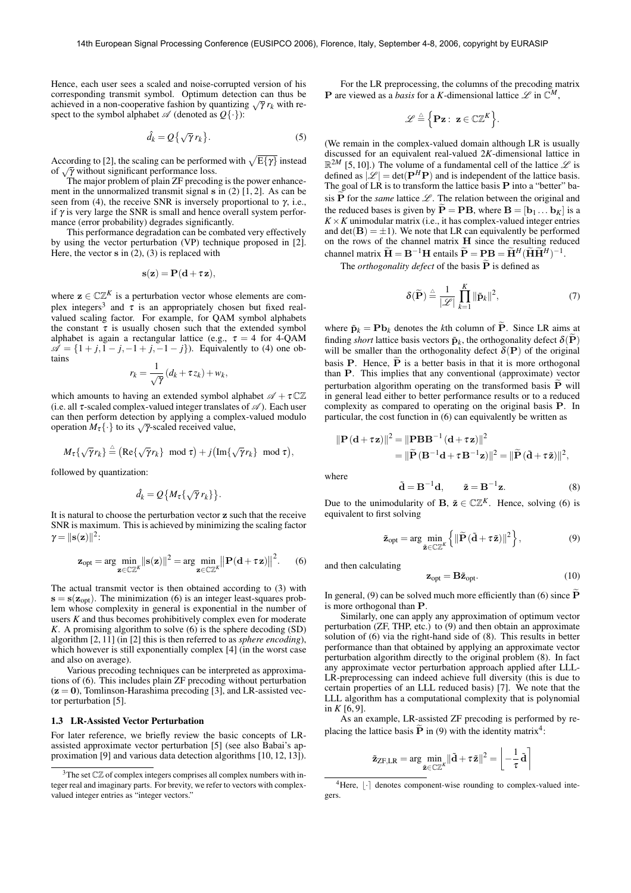Hence, each user sees a scaled and noise-corrupted version of his corresponding transmit symbol. Optimum detection can thus be achieved in a non-cooperative fashion by quantizing $\sqrt{\gamma}\, r_k$ with respect to the symbol alphabet $\mathscr{A}$ (denoted as $Q\{\cdot\}$):

$$\hat{d}_k = Q\{\sqrt{\gamma}\, r_k\}. \tag{5}$$

According to [2], the scaling can be performed with $\sqrt{\mathrm{E}\{\gamma\}}$ instead of $\sqrt{\gamma}$ without significant performance loss.

The major problem of plain ZF precoding is the power enhancement in the unnormalized transmit signal $\mathbf{s}$ in (2) [1, 2]. As can be seen from (4), the receive SNR is inversely proportional to $\gamma$, i.e., if $\gamma$ is very large the SNR is small and hence overall system performance (error probability) degrades significantly.

This performance degradation can be combated very effectively by using the vector perturbation (VP) technique proposed in [2]. Here, the vector $\mathbf{s}$ in (2), (3) is replaced with

$$\mathbf{s}(\mathbf{z}) = \mathbf{P}(\mathbf{d} + \tau\mathbf{z}),$$

where $\mathbf{z} \in \mathbb{CZ}^K$ is a perturbation vector whose elements are complex integers[3] and $\tau$ is an appropriately chosen but fixed real-valued scaling factor. For example, for QAM symbol alphabets the constant $\tau$ is usually chosen such that the extended symbol alphabet is again a rectangular lattice (e.g., $\tau = 4$ for 4-QAM $\mathscr{A} = \{1+j, 1-j, -1+j, -1-j\}$). Equivalently to (4) one obtains

$$r_k = \frac{1}{\sqrt{\gamma}}(d_k + \tau z_k) + w_k,$$

which amounts to having an extended symbol alphabet $\mathscr{A} + \tau\mathbb{CZ}$ (i.e. all $\tau$-scaled complex-valued integer translates of $\mathscr{A}$). Each user can then perform detection by applying a complex-valued modulo operation $M_\tau\{\cdot\}$ to its $\sqrt{\gamma}$-scaled received value,

$$M_\tau\{\sqrt{\gamma} r_k\} \triangleq \big(\mathrm{Re}\{\sqrt{\gamma} r_k\} \mod \tau\big) + j\big(\mathrm{Im}\{\sqrt{\gamma} r_k\} \mod \tau\big),$$

followed by quantization:

$$\hat{d}_k = Q\big\{M_\tau\{\sqrt{\gamma}\, r_k\}\big\}.$$

It is natural to choose the perturbation vector $\mathbf{z}$ such that the receive SNR is maximum. This is achieved by minimizing the scaling factor $\gamma = \|\mathbf{s}(\mathbf{z})\|^2$:

$$\mathbf{z}_{\mathrm{opt}} = \arg\min_{\mathbf{z} \in \mathbb{CZ}^K} \|\mathbf{s}(\mathbf{z})\|^2 = \arg\min_{\mathbf{z} \in \mathbb{CZ}^K} \big\|\mathbf{P}(\mathbf{d} + \tau\mathbf{z})\big\|^2. \tag{6}$$

The actual transmit vector is then obtained according to (3) with $\mathbf{s} = \mathbf{s}(\mathbf{z}_{\mathrm{opt}})$. The minimization (6) is an integer least-squares problem whose complexity in general is exponential in the number of users $K$ and thus becomes prohibitively complex even for moderate $K$. A promising algorithm to solve (6) is the sphere decoding (SD) algorithm [2, 11] (in [2] this is then referred to as *sphere encoding*), which however is still exponentially complex [4] (in the worst case and also on average).

Various precoding techniques can be interpreted as approximations of (6). This includes plain ZF precoding without perturbation ($\mathbf{z} = \mathbf{0}$), Tomlinson-Harashima precoding [3], and LR-assisted vector perturbation [5].

### 1.3 LR-Assisted Vector Perturbation

For later reference, we briefly review the basic concepts of LR-assisted approximate vector perturbation [5] (see also Babai's approximation [9] and various data detection algorithms [10, 12, 13]).

For the LR preprocessing, the columns of the precoding matrix $\mathbf{P}$ are viewed as a *basis* for a $K$-dimensional lattice $\mathscr{L}$ in $\mathbb{C}^M$,

$$\mathscr{L} \triangleq \Big\{\mathbf{P}\mathbf{z}:\ \mathbf{z} \in \mathbb{CZ}^K\Big\}.$$

(We remain in the complex-valued domain although LR is usually discussed for an equivalent real-valued $2K$-dimensional lattice in $\mathbb{R}^{2M}$ [5, 10].) The volume of a fundamental cell of the lattice $\mathscr{L}$ is defined as $|\mathscr{L}| = \det(\mathbf{P}^H\mathbf{P})$ and is independent of the lattice basis. The goal of LR is to transform the lattice basis $\mathbf{P}$ into a "better" basis $\widetilde{\mathbf{P}}$ for the *same* lattice $\mathscr{L}$. The relation between the original and the reduced bases is given by $\widetilde{\mathbf{P}} = \mathbf{P}\mathbf{B}$, where $\mathbf{B} = [\mathbf{b}_1 \ldots \mathbf{b}_K]$ is a $K \times K$ unimodular matrix (i.e., it has complex-valued integer entries and $\det(\mathbf{B}) = \pm 1$). We note that LR can equivalently be performed on the rows of the channel matrix $\mathbf{H}$ since the resulting reduced channel matrix $\widetilde{\mathbf{H}} = \mathbf{B}^{-1}\mathbf{H}$ entails $\widetilde{\mathbf{P}} = \mathbf{P}\mathbf{B} = \widetilde{\mathbf{H}}^H(\widetilde{\mathbf{H}}\widetilde{\mathbf{H}}^H)^{-1}$.

The *orthogonality defect* of the basis $\widetilde{\mathbf{P}}$ is defined as

$$\delta(\widetilde{\mathbf{P}}) \triangleq \frac{1}{|\mathscr{L}|}\prod_{k=1}^{K}\|\tilde{\mathbf{p}}_k\|^2, \tag{7}$$

where $\tilde{\mathbf{p}}_k = \mathbf{P}\mathbf{b}_k$ denotes the $k$th column of $\widetilde{\mathbf{P}}$. Since LR aims at finding *short* lattice basis vectors $\tilde{\mathbf{p}}_k$, the orthogonality defect $\delta(\widetilde{\mathbf{P}})$ will be smaller than the orthogonality defect $\delta(\mathbf{P})$ of the original basis $\mathbf{P}$. Hence, $\widetilde{\mathbf{P}}$ is a better basis in that it is more orthogonal than $\mathbf{P}$. This implies that any conventional (approximate) vector perturbation algorithm operating on the transformed basis $\widetilde{\mathbf{P}}$ will in general lead either to better performance results or to a reduced complexity as compared to operating on the original basis $\mathbf{P}$. In particular, the cost function in (6) can equivalently be written as

$$\begin{aligned}\|\mathbf{P}(\mathbf{d} + \tau\mathbf{z})\|^2 &= \|\mathbf{P}\mathbf{B}\mathbf{B}^{-1}(\mathbf{d} + \tau\mathbf{z})\|^2 \\ &= \|\widetilde{\mathbf{P}}(\mathbf{B}^{-1}\mathbf{d} + \tau\mathbf{B}^{-1}\mathbf{z})\|^2 = \|\widetilde{\mathbf{P}}(\tilde{\mathbf{d}} + \tau\tilde{\mathbf{z}})\|^2,\end{aligned}$$

where

$$\tilde{\mathbf{d}} = \mathbf{B}^{-1}\mathbf{d}, \qquad \tilde{\mathbf{z}} = \mathbf{B}^{-1}\mathbf{z}. \tag{8}$$

Due to the unimodularity of $\mathbf{B}$, $\tilde{\mathbf{z}} \in \mathbb{CZ}^K$. Hence, solving (6) is equivalent to first solving

$$\tilde{\mathbf{z}}_{\mathrm{opt}} = \arg\min_{\tilde{\mathbf{z}} \in \mathbb{CZ}^K}\Big\{\|\widetilde{\mathbf{P}}(\tilde{\mathbf{d}} + \tau\tilde{\mathbf{z}})\|^2\Big\}, \tag{9}$$

and then calculating

$$\mathbf{z}_{\mathrm{opt}} = \mathbf{B}\tilde{\mathbf{z}}_{\mathrm{opt}}. \tag{10}$$

In general, (9) can be solved much more efficiently than (6) since $\widetilde{\mathbf{P}}$ is more orthogonal than $\mathbf{P}$.

Similarly, one can apply any approximation of optimum vector perturbation (ZF, THP, etc.) to (9) and then obtain an approximate solution of (6) via the right-hand side of (8). This results in better performance than that obtained by applying an approximate vector perturbation algorithm directly to the original problem (8). In fact any approximate vector perturbation approach applied after LLL-LR-preprocessing can indeed achieve full diversity (this is due to certain properties of an LLL reduced basis) [7]. We note that the LLL algorithm has a computational complexity that is polynomial in $K$ [6, 9].

As an example, LR-assisted ZF precoding is performed by replacing the lattice basis $\widetilde{\mathbf{P}}$ in (9) with the identity matrix[4]:

$$\tilde{\mathbf{z}}_{\mathrm{ZF,LR}} = \arg\min_{\tilde{\mathbf{z}} \in \mathbb{CZ}^K}\|\tilde{\mathbf{d}} + \tau\tilde{\mathbf{z}}\|^2 = \left\lfloor -\frac{1}{\tau}\tilde{\mathbf{d}}\right\rceil$$

---

[3] The set $\mathbb{CZ}$ of complex integers comprises all complex numbers with integer real and imaginary parts. For brevity, we refer to vectors with complex-valued integer entries as "integer vectors."

[4] Here, $\lfloor\cdot\rceil$ denotes component-wise rounding to complex-valued integers.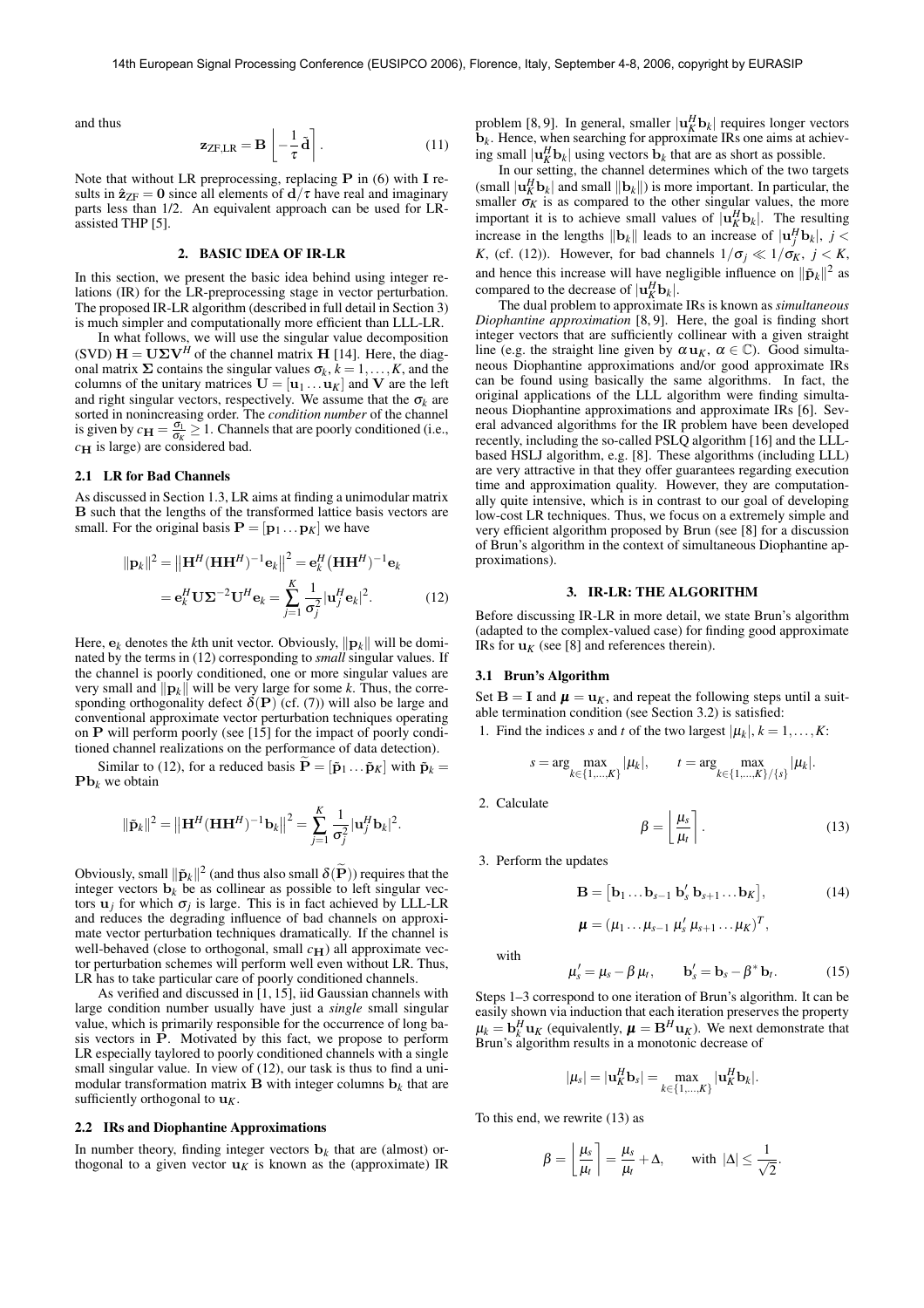and thus

$$\mathbf{z}_{\text{ZF,LR}} = \mathbf{B}\left\lfloor -\frac{1}{\tau}\tilde{\mathbf{d}}\right\rceil. \tag{11}$$

Note that without LR preprocessing, replacing $\mathbf{P}$ in (6) with $\mathbf{I}$ results in $\hat{\mathbf{z}}_{\text{ZF}} = \mathbf{0}$ since all elements of $\mathbf{d}/\tau$ have real and imaginary parts less than 1/2. An equivalent approach can be used for LR-assisted THP [5].

## 2. BASIC IDEA OF IR-LR

In this section, we present the basic idea behind using integer relations (IR) for the LR-preprocessing stage in vector perturbation. The proposed IR-LR algorithm (described in full detail in Section 3) is much simpler and computationally more efficient than LLL-LR.

In what follows, we will use the singular value decomposition (SVD) $\mathbf{H} = \mathbf{U}\boldsymbol{\Sigma}\mathbf{V}^H$ of the channel matrix $\mathbf{H}$ [14]. Here, the diagonal matrix $\boldsymbol{\Sigma}$ contains the singular values $\sigma_k$, $k = 1,\ldots,K$, and the columns of the unitary matrices $\mathbf{U} = [\mathbf{u}_1 \ldots \mathbf{u}_K]$ and $\mathbf{V}$ are the left and right singular vectors, respectively. We assume that the $\sigma_k$ are sorted in nonincreasing order. The *condition number* of the channel is given by $c_{\mathbf{H}} = \frac{\sigma_1}{\sigma_K} \geq 1$. Channels that are poorly conditioned (i.e., $c_{\mathbf{H}}$ is large) are considered bad.

### 2.1 LR for Bad Channels

As discussed in Section 1.3, LR aims at finding a unimodular matrix $\mathbf{B}$ such that the lengths of the transformed lattice basis vectors are small. For the original basis $\mathbf{P} = [\mathbf{p}_1 \ldots \mathbf{p}_K]$ we have

$$\|\mathbf{p}_k\|^2 = \left\|\mathbf{H}^H(\mathbf{H}\mathbf{H}^H)^{-1}\mathbf{e}_k\right\|^2 = \mathbf{e}_k^H\left(\mathbf{H}\mathbf{H}^H\right)^{-1}\mathbf{e}_k$$
$$= \mathbf{e}_k^H\mathbf{U}\boldsymbol{\Sigma}^{-2}\mathbf{U}^H\mathbf{e}_k = \sum_{j=1}^{K}\frac{1}{\sigma_j^2}|\mathbf{u}_j^H\mathbf{e}_k|^2. \tag{12}$$

Here, $\mathbf{e}_k$ denotes the $k$th unit vector. Obviously, $\|\mathbf{p}_k\|$ will be dominated by the terms in (12) corresponding to *small* singular values. If the channel is poorly conditioned, one or more singular values are very small and $\|\mathbf{p}_k\|$ will be very large for some $k$. Thus, the corresponding orthogonality defect $\delta(\mathbf{P})$ (cf. (7)) will also be large and conventional approximate vector perturbation techniques operating on $\mathbf{P}$ will perform poorly (see [15] for the impact of poorly conditioned channel realizations on the performance of data detection).

Similar to (12), for a reduced basis $\widetilde{\mathbf{P}} = [\tilde{\mathbf{p}}_1 \ldots \tilde{\mathbf{p}}_K]$ with $\tilde{\mathbf{p}}_k = \mathbf{P}\mathbf{b}_k$ we obtain

$$\|\tilde{\mathbf{p}}_k\|^2 = \left\|\mathbf{H}^H(\mathbf{H}\mathbf{H}^H)^{-1}\mathbf{b}_k\right\|^2 = \sum_{j=1}^{K}\frac{1}{\sigma_j^2}|\mathbf{u}_j^H\mathbf{b}_k|^2.$$

Obviously, small $\|\tilde{\mathbf{p}}_k\|^2$ (and thus also small $\delta(\widetilde{\mathbf{P}})$) requires that the integer vectors $\mathbf{b}_k$ be as collinear as possible to left singular vectors $\mathbf{u}_j$ for which $\sigma_j$ is large. This is in fact achieved by LLL-LR and reduces the degrading influence of bad channels on approximate vector perturbation techniques dramatically. If the channel is well-behaved (close to orthogonal, small $c_{\mathbf{H}}$) all approximate vector perturbation schemes will perform well even without LR. Thus, LR has to take particular care of poorly conditioned channels.

As verified and discussed in [1, 15], iid Gaussian channels with large condition number usually have just a *single* small singular value, which is primarily responsible for the occurrence of long basis vectors in $\mathbf{P}$. Motivated by this fact, we propose to perform LR especially taylored to poorly conditioned channels with a single small singular value. In view of (12), our task is thus to find a unimodular transformation matrix $\mathbf{B}$ with integer columns $\mathbf{b}_k$ that are sufficiently orthogonal to $\mathbf{u}_K$.

### 2.2 IRs and Diophantine Approximations

In number theory, finding integer vectors $\mathbf{b}_k$ that are (almost) orthogonal to a given vector $\mathbf{u}_K$ is known as the (approximate) IR problem [8, 9]. In general, smaller $|\mathbf{u}_K^H\mathbf{b}_k|$ requires longer vectors $\mathbf{b}_k$. Hence, when searching for approximate IRs one aims at achieving small $|\mathbf{u}_K^H\mathbf{b}_k|$ using vectors $\mathbf{b}_k$ that are as short as possible.

In our setting, the channel determines which of the two targets (small $|\mathbf{u}_K^H\mathbf{b}_k|$ and small $\|\mathbf{b}_k\|$) is more important. In particular, the smaller $\sigma_K$ is as compared to the other singular values, the more important it is to achieve small values of $|\mathbf{u}_K^H\mathbf{b}_k|$. The resulting increase in the lengths $\|\mathbf{b}_k\|$ leads to an increase of $|\mathbf{u}_j^H\mathbf{b}_k|$, $j < K$, (cf. (12)). However, for bad channels $1/\sigma_j \ll 1/\sigma_K$, $j < K$, and hence this increase will have negligible influence on $\|\tilde{\mathbf{p}}_k\|^2$ as compared to the decrease of $|\mathbf{u}_K^H\mathbf{b}_k|$.

The dual problem to approximate IRs is known as *simultaneous Diophantine approximation* [8, 9]. Here, the goal is finding short integer vectors that are sufficiently collinear with a given straight line (e.g. the straight line given by $\alpha\mathbf{u}_K$, $\alpha \in \mathbb{C}$). Good simultaneous Diophantine approximations and/or good approximate IRs can be found using basically the same algorithms. In fact, the original applications of the LLL algorithm were finding simultaneous Diophantine approximations and approximate IRs [6]. Several advanced algorithms for the IR problem have been developed recently, including the so-called PSLQ algorithm [16] and the LLL-based HSLJ algorithm, e.g. [8]. These algorithms (including LLL) are very attractive in that they offer guarantees regarding execution time and approximation quality. However, they are computationally quite intensive, which is in contrast to our goal of developing low-cost LR techniques. Thus, we focus on a extremely simple and very efficient algorithm proposed by Brun (see [8] for a discussion of Brun's algorithm in the context of simultaneous Diophantine approximations).

## 3. IR-LR: THE ALGORITHM

Before discussing IR-LR in more detail, we state Brun's algorithm (adapted to the complex-valued case) for finding good approximate IRs for $\mathbf{u}_K$ (see [8] and references therein).

### 3.1 Brun's Algorithm

Set $\mathbf{B} = \mathbf{I}$ and $\boldsymbol{\mu} = \mathbf{u}_K$, and repeat the following steps until a suitable termination condition (see Section 3.2) is satisfied:

1. Find the indices $s$ and $t$ of the two largest $|\mu_k|$, $k = 1,\ldots,K$:

$$s = \arg\max_{k\in\{1,\ldots,K\}}|\mu_k|, \qquad t = \arg\max_{k\in\{1,\ldots,K\}/\{s\}}|\mu_k|.$$

2. Calculate

$$\beta = \left\lfloor\frac{\mu_s}{\mu_t}\right\rceil. \tag{13}$$

3. Perform the updates

$$\mathbf{B} = \left[\mathbf{b}_1 \ldots \mathbf{b}_{s-1}\ \mathbf{b}_s'\ \mathbf{b}_{s+1} \ldots \mathbf{b}_K\right], \tag{14}$$
$$\boldsymbol{\mu} = (\mu_1 \ldots \mu_{s-1}\ \mu_s'\ \mu_{s+1} \ldots \mu_K)^T,$$

with

$$\mu_s' = \mu_s - \beta\,\mu_t, \qquad \mathbf{b}_s' = \mathbf{b}_s - \beta^*\,\mathbf{b}_t. \tag{15}$$

Steps 1–3 correspond to one iteration of Brun's algorithm. It can be easily shown via induction that each iteration preserves the property $\mu_k = \mathbf{b}_k^H\mathbf{u}_K$ (equivalently, $\boldsymbol{\mu} = \mathbf{B}^H\mathbf{u}_K$). We next demonstrate that Brun's algorithm results in a monotonic decrease of

$$|\mu_s| = |\mathbf{u}_K^H\mathbf{b}_s| = \max_{k\in\{1,\ldots,K\}}|\mathbf{u}_K^H\mathbf{b}_k|.$$

To this end, we rewrite (13) as

$$\beta = \left\lfloor\frac{\mu_s}{\mu_t}\right\rceil = \frac{\mu_s}{\mu_t} + \Delta, \qquad \text{with } |\Delta| \leq \frac{1}{\sqrt{2}}.$$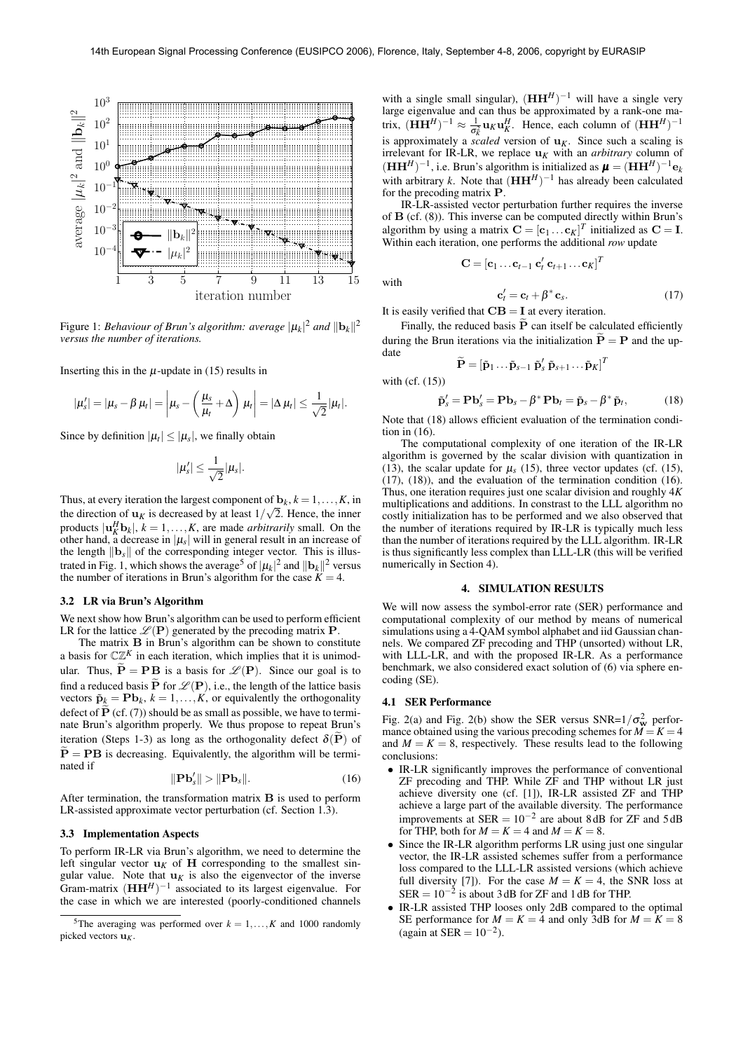Figure 1: *Behaviour of Brun's algorithm: average $|\mu_k|^2$ and $\|\mathbf{b}_k\|^2$ versus the number of iterations.*

Inserting this in the $\mu$-update in (15) results in

$$|\mu_s'| = |\mu_s - \beta\,\mu_t| = \left|\mu_s - \left(\frac{\mu_s}{\mu_t} + \Delta\right)\mu_t\right| = |\Delta\,\mu_t| \leq \frac{1}{\sqrt{2}}|\mu_t|.$$

Since by definition $|\mu_t| \leq |\mu_s|$, we finally obtain

$$|\mu_s'| \leq \frac{1}{\sqrt{2}}|\mu_s|.$$

Thus, at every iteration the largest component of $\mathbf{b}_k$, $k = 1,\ldots,K$, in the direction of $\mathbf{u}_K$ is decreased by at least $1/\sqrt{2}$. Hence, the inner products $|\mathbf{u}_K^H \mathbf{b}_k|$, $k = 1,\ldots,K$, are made *arbitrarily* small. On the other hand, a decrease in $|\mu_s|$ will in general result in an increase of the length $\|\mathbf{b}_s\|$ of the corresponding integer vector. This is illustrated in Fig. 1, which shows the average[5] of $|\mu_k|^2$ and $\|\mathbf{b}_k\|^2$ versus the number of iterations in Brun's algorithm for the case $K = 4$.

### 3.2 LR via Brun's Algorithm

We next show how Brun's algorithm can be used to perform efficient LR for the lattice $\mathscr{L}(\mathbf{P})$ generated by the precoding matrix $\mathbf{P}$.

The matrix $\mathbf{B}$ in Brun's algorithm can be shown to constitute a basis for $\mathbb{CZ}^K$ in each iteration, which implies that it is unimodular. Thus, $\widetilde{\mathbf{P}} = \mathbf{P}\mathbf{B}$ is a basis for $\mathscr{L}(\mathbf{P})$. Since our goal is to find a reduced basis $\widetilde{\mathbf{P}}$ for $\mathscr{L}(\mathbf{P})$, i.e., the length of the lattice basis vectors $\tilde{\mathbf{p}}_k = \mathbf{P}\mathbf{b}_k$, $k = 1,\ldots,K$, or equivalently the orthogonality defect of $\widetilde{\mathbf{P}}$ (cf. (7)) should be as small as possible, we have to terminate Brun's algorithm properly. We thus propose to repeat Brun's iteration (Steps 1-3) as long as the orthogonality defect $\delta(\widetilde{\mathbf{P}})$ of $\widetilde{\mathbf{P}} = \mathbf{P}\mathbf{B}$ is decreasing. Equivalently, the algorithm will be terminated if

$$\|\mathbf{P}\mathbf{b}_s'\| > \|\mathbf{P}\mathbf{b}_s\|. \tag{16}$$

After termination, the transformation matrix $\mathbf{B}$ is used to perform LR-assisted approximate vector perturbation (cf. Section 1.3).

### 3.3 Implementation Aspects

To perform IR-LR via Brun's algorithm, we need to determine the left singular vector $\mathbf{u}_K$ of $\mathbf{H}$ corresponding to the smallest singular value. Note that $\mathbf{u}_K$ is also the eigenvector of the inverse Gram-matrix $(\mathbf{H}\mathbf{H}^H)^{-1}$ associated to its largest eigenvalue. For the case in which we are interested (poorly-conditioned channels with a single small singular), $(\mathbf{H}\mathbf{H}^H)^{-1}$ will have a single very large eigenvalue and can thus be approximated by a rank-one matrix, $(\mathbf{H}\mathbf{H}^H)^{-1} \approx \frac{1}{\sigma_K^2}\mathbf{u}_K\mathbf{u}_K^H$. Hence, each column of $(\mathbf{H}\mathbf{H}^H)^{-1}$ is approximately a *scaled* version of $\mathbf{u}_K$. Since such a scaling is irrelevant for IR-LR, we replace $\mathbf{u}_K$ with an *arbitrary* column of $(\mathbf{H}\mathbf{H}^H)^{-1}$, i.e. Brun's algorithm is initialized as $\boldsymbol{\mu} = (\mathbf{H}\mathbf{H}^H)^{-1}\mathbf{e}_k$ with arbitrary $k$. Note that $(\mathbf{H}\mathbf{H}^H)^{-1}$ has already been calculated for the precoding matrix $\mathbf{P}$.

IR-LR-assisted vector perturbation further requires the inverse of $\mathbf{B}$ (cf. (8)). This inverse can be computed directly within Brun's algorithm by using a matrix $\mathbf{C} = [\mathbf{c}_1 \ldots \mathbf{c}_K]^T$ initialized as $\mathbf{C} = \mathbf{I}$. Within each iteration, one performs the additional *row* update

$$\mathbf{C} = [\mathbf{c}_1 \ldots \mathbf{c}_{t-1}\; \mathbf{c}_t'\; \mathbf{c}_{t+1} \ldots \mathbf{c}_K]^T$$

with

$$\mathbf{c}_t' = \mathbf{c}_t + \beta^*\,\mathbf{c}_s. \tag{17}$$

It is easily verified that $\mathbf{C}\mathbf{B} = \mathbf{I}$ at every iteration.

Finally, the reduced basis $\widetilde{\mathbf{P}}$ can itself be calculated efficiently during the Brun iterations via the initialization $\widetilde{\mathbf{P}} = \mathbf{P}$ and the update

$$\widetilde{\mathbf{P}} = [\tilde{\mathbf{p}}_1 \ldots \tilde{\mathbf{p}}_{s-1}\; \tilde{\mathbf{p}}_s'\; \tilde{\mathbf{p}}_{s+1} \ldots \tilde{\mathbf{p}}_K]^T$$

with (cf. (15))

$$\tilde{\mathbf{p}}_s' = \mathbf{P}\mathbf{b}_s' = \mathbf{P}\mathbf{b}_s - \beta^*\,\mathbf{P}\mathbf{b}_t = \tilde{\mathbf{p}}_s - \beta^*\,\tilde{\mathbf{p}}_t, \tag{18}$$

Note that (18) allows efficient evaluation of the termination condition in (16).

The computational complexity of one iteration of the IR-LR algorithm is governed by the scalar division with quantization in (13), the scalar update for $\mu_s$ (15), three vector updates (cf. (15), (17), (18)), and the evaluation of the termination condition (16). Thus, one iteration requires just one scalar division and roughly $4K$ multiplications and additions. In constrast to the LLL algorithm no costly initialization has to be performed and we also observed that the number of iterations required by IR-LR is typically much less than the number of iterations required by the LLL algorithm. IR-LR is thus significantly less complex than LLL-LR (this will be verified numerically in Section 4).

## 4. SIMULATION RESULTS

We will now assess the symbol-error rate (SER) performance and computational complexity of our method by means of numerical simulations using a 4-QAM symbol alphabet and iid Gaussian channels. We compared ZF precoding and THP (unsorted) without LR, with LLL-LR, and with the proposed IR-LR. As a performance benchmark, we also considered exact solution of (6) via sphere encoding (SE).

### 4.1 SER Performance

Fig. 2(a) and Fig. 2(b) show the SER versus SNR=$1/\sigma_{\mathbf{w}}^2$ performance obtained using the various precoding schemes for $M = K = 4$ and $M = K = 8$, respectively. These results lead to the following conclusions:

- IR-LR significantly improves the performance of conventional ZF precoding and THP. While ZF and THP without LR just achieve diversity one (cf. [1]), IR-LR assisted ZF and THP achieve a large part of the available diversity. The performance improvements at SER $= 10^{-2}$ are about 8 dB for ZF and 5 dB for THP, both for $M = K = 4$ and $M = K = 8$.
- Since the IR-LR algorithm performs LR using just one singular vector, the IR-LR assisted schemes suffer from a performance loss compared to the LLL-LR assisted versions (which achieve full diversity [7]). For the case $M = K = 4$, the SNR loss at SER $= 10^{-2}$ is about 3 dB for ZF and 1 dB for THP.
- IR-LR assisted THP looses only 2dB compared to the optimal SE performance for $M = K = 4$ and only 3dB for $M = K = 8$ (again at SER $= 10^{-2}$).

[5] The averaging was performed over $k = 1,\ldots,K$ and 1000 randomly picked vectors $\mathbf{u}_K$.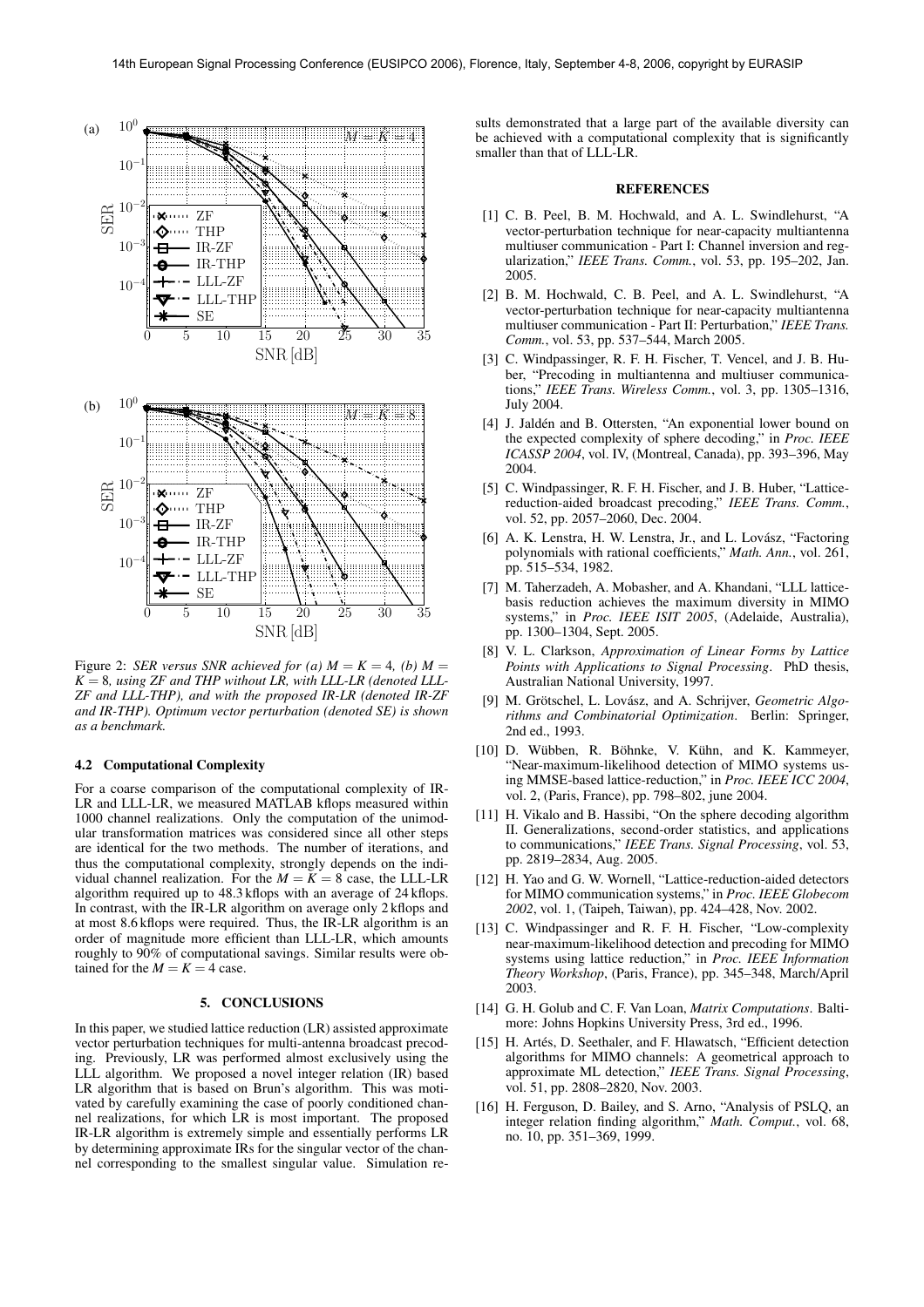(a)

$10^0$, $10^{-1}$, $10^{-2}$, $10^{-3}$, $10^{-4}$

SER

$M = K = 4$

ZF
THP
IR-ZF
IR-THP
LLL-ZF
LLL-THP
SE

0 5 10 15 20 25 30 35

SNR [dB]

(b)

$10^0$, $10^{-1}$, $10^{-2}$, $10^{-3}$, $10^{-4}$

SER

$M = K = 8$

ZF
THP
IR-ZF
IR-THP
LLL-ZF
LLL-THP
SE

0 5 10 15 20 25 30 35

SNR [dB]

Figure 2: *SER versus SNR achieved for (a) $M = K = 4$, (b) $M = K = 8$, using ZF and THP without LR, with LLL-LR (denoted LLL-ZF and LLL-THP), and with the proposed IR-LR (denoted IR-ZF and IR-THP). Optimum vector perturbation (denoted SE) is shown as a benchmark.*

### 4.2 Computational Complexity

For a coarse comparison of the computational complexity of IR-LR and LLL-LR, we measured MATLAB kflops measured within 1000 channel realizations. Only the computation of the unimodular transformation matrices was considered since all other steps are identical for the two methods. The number of iterations, and thus the computational complexity, strongly depends on the individual channel realization. For the $M = K = 8$ case, the LLL-LR algorithm required up to 48.3 kflops with an average of 24 kflops. In contrast, with the IR-LR algorithm on average only 2 kflops and at most 8.6 kflops were required. Thus, the IR-LR algorithm is an order of magnitude more efficient than LLL-LR, which amounts roughly to 90% of computational savings. Similar results were obtained for the $M = K = 4$ case.

## 5. CONCLUSIONS

In this paper, we studied lattice reduction (LR) assisted approximate vector perturbation techniques for multi-antenna broadcast precoding. Previously, LR was performed almost exclusively using the LLL algorithm. We proposed a novel integer relation (IR) based LR algorithm that is based on Brun's algorithm. This was motivated by carefully examining the case of poorly conditioned channel realizations, for which LR is most important. The proposed IR-LR algorithm is extremely simple and essentially performs LR by determining approximate IRs for the singular vector of the channel corresponding to the smallest singular value. Simulation results demonstrated that a large part of the available diversity can be achieved with a computational complexity that is significantly smaller than that of LLL-LR.

## REFERENCES

[1] C. B. Peel, B. M. Hochwald, and A. L. Swindlehurst, "A vector-perturbation technique for near-capacity multiantenna multiuser communication - Part I: Channel inversion and regularization," *IEEE Trans. Comm.*, vol. 53, pp. 195–202, Jan. 2005.

[2] B. M. Hochwald, C. B. Peel, and A. L. Swindlehurst, "A vector-perturbation technique for near-capacity multiantenna multiuser communication - Part II: Perturbation," *IEEE Trans. Comm.*, vol. 53, pp. 537–544, March 2005.

[3] C. Windpassinger, R. F. H. Fischer, T. Vencel, and J. B. Huber, "Precoding in multiantenna and multiuser communications," *IEEE Trans. Wireless Comm.*, vol. 3, pp. 1305–1316, July 2004.

[4] J. Jaldén and B. Ottersten, "An exponential lower bound on the expected complexity of sphere decoding," in *Proc. IEEE ICASSP 2004*, vol. IV, (Montreal, Canada), pp. 393–396, May 2004.

[5] C. Windpassinger, R. F. H. Fischer, and J. B. Huber, "Lattice-reduction-aided broadcast precoding," *IEEE Trans. Comm.*, vol. 52, pp. 2057–2060, Dec. 2004.

[6] A. K. Lenstra, H. W. Lenstra, Jr., and L. Lovász, "Factoring polynomials with rational coefficients," *Math. Ann.*, vol. 261, pp. 515–534, 1982.

[7] M. Taherzadeh, A. Mobasher, and A. Khandani, "LLL lattice-basis reduction achieves the maximum diversity in MIMO systems," in *Proc. IEEE ISIT 2005*, (Adelaide, Australia), pp. 1300–1304, Sept. 2005.

[8] V. L. Clarkson, *Approximation of Linear Forms by Lattice Points with Applications to Signal Processing*. PhD thesis, Australian National University, 1997.

[9] M. Grötschel, L. Lovász, and A. Schrijver, *Geometric Algorithms and Combinatorial Optimization*. Berlin: Springer, 2nd ed., 1993.

[10] D. Wübben, R. Böhnke, V. Kühn, and K. Kammeyer, "Near-maximum-likelihood detection of MIMO systems using MMSE-based lattice-reduction," in *Proc. IEEE ICC 2004*, vol. 2, (Paris, France), pp. 798–802, june 2004.

[11] H. Vikalo and B. Hassibi, "On the sphere decoding algorithm II. Generalizations, second-order statistics, and applications to communications," *IEEE Trans. Signal Processing*, vol. 53, pp. 2819–2834, Aug. 2005.

[12] H. Yao and G. W. Wornell, "Lattice-reduction-aided detectors for MIMO communication systems," in *Proc. IEEE Globecom 2002*, vol. 1, (Taipeh, Taiwan), pp. 424–428, Nov. 2002.

[13] C. Windpassinger and R. F. H. Fischer, "Low-complexity near-maximum-likelihood detection and precoding for MIMO systems using lattice reduction," in *Proc. IEEE Information Theory Workshop*, (Paris, France), pp. 345–348, March/April 2003.

[14] G. H. Golub and C. F. Van Loan, *Matrix Computations*. Baltimore: Johns Hopkins University Press, 3rd ed., 1996.

[15] H. Artés, D. Seethaler, and F. Hlawatsch, "Efficient detection algorithms for MIMO channels: A geometrical approach to approximate ML detection," *IEEE Trans. Signal Processing*, vol. 51, pp. 2808–2820, Nov. 2003.

[16] H. Ferguson, D. Bailey, and S. Arno, "Analysis of PSLQ, an integer relation finding algorithm," *Math. Comput.*, vol. 68, no. 10, pp. 351–369, 1999.